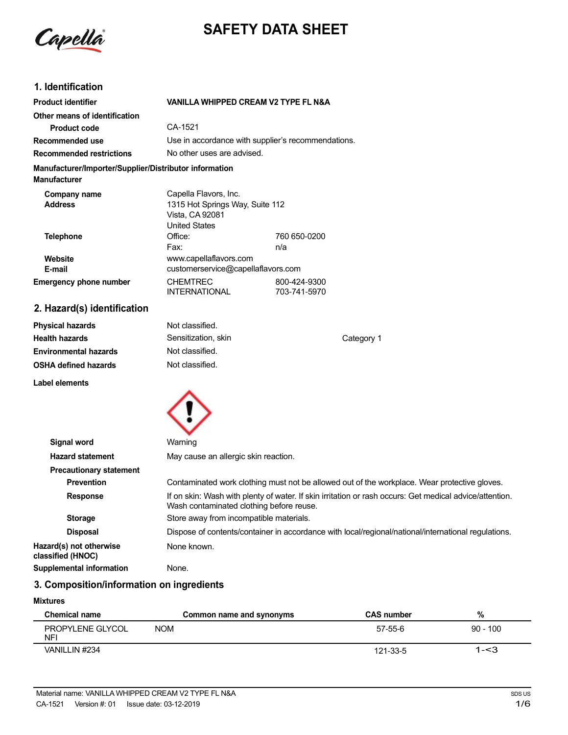Capella

# SAFETY DATA SHEET

## 1. Identification

| | | |
|---|---|---|
| **Product identifier** | **VANILLA WHIPPED CREAM V2 TYPE FL N&A** | |
| **Other means of identification** | | |
| **Product code** | CA-1521 | |
| **Recommended use** | Use in accordance with supplier's recommendations. | |
| **Recommended restrictions** | No other uses are advised. | |

**Manufacturer/Importer/Supplier/Distributor information**

**Manufacturer**

| | | |
|---|---|---|
| **Company name** | Capella Flavors, Inc. | |
| **Address** | 1315 Hot Springs Way, Suite 112<br>Vista, CA 92081<br>United States | |
| **Telephone** | Office: | 760 650-0200 |
| | Fax: | n/a |
| **Website** | www.capellaflavors.com | |
| **E-mail** | customerservice@capellaflavors.com | |
| **Emergency phone number** | CHEMTREC | 800-424-9300 |
| | INTERNATIONAL | 703-741-5970 |

## 2. Hazard(s) identification

| | | |
|---|---|---|
| **Physical hazards** | Not classified. | |
| **Health hazards** | Sensitization, skin | Category 1 |
| **Environmental hazards** | Not classified. | |
| **OSHA defined hazards** | Not classified. | |

**Label elements**

| | |
|---|---|
| **Signal word** | Warning |
| **Hazard statement** | May cause an allergic skin reaction. |
| **Precautionary statement** | |
| **Prevention** | Contaminated work clothing must not be allowed out of the workplace. Wear protective gloves. |
| **Response** | If on skin: Wash with plenty of water. If skin irritation or rash occurs: Get medical advice/attention. Wash contaminated clothing before reuse. |
| **Storage** | Store away from incompatible materials. |
| **Disposal** | Dispose of contents/container in accordance with local/regional/national/international regulations. |
| **Hazard(s) not otherwise classified (HNOC)** | None known. |
| **Supplemental information** | None. |

## 3. Composition/information on ingredients

**Mixtures**

| Chemical name | Common name and synonyms | CAS number | % |
|---|---|---|---|
| PROPYLENE GLYCOL NFI | NOM | 57-55-6 | 90 - 100 |
| VANILLIN #234 | | 121-33-5 | 1-<3 |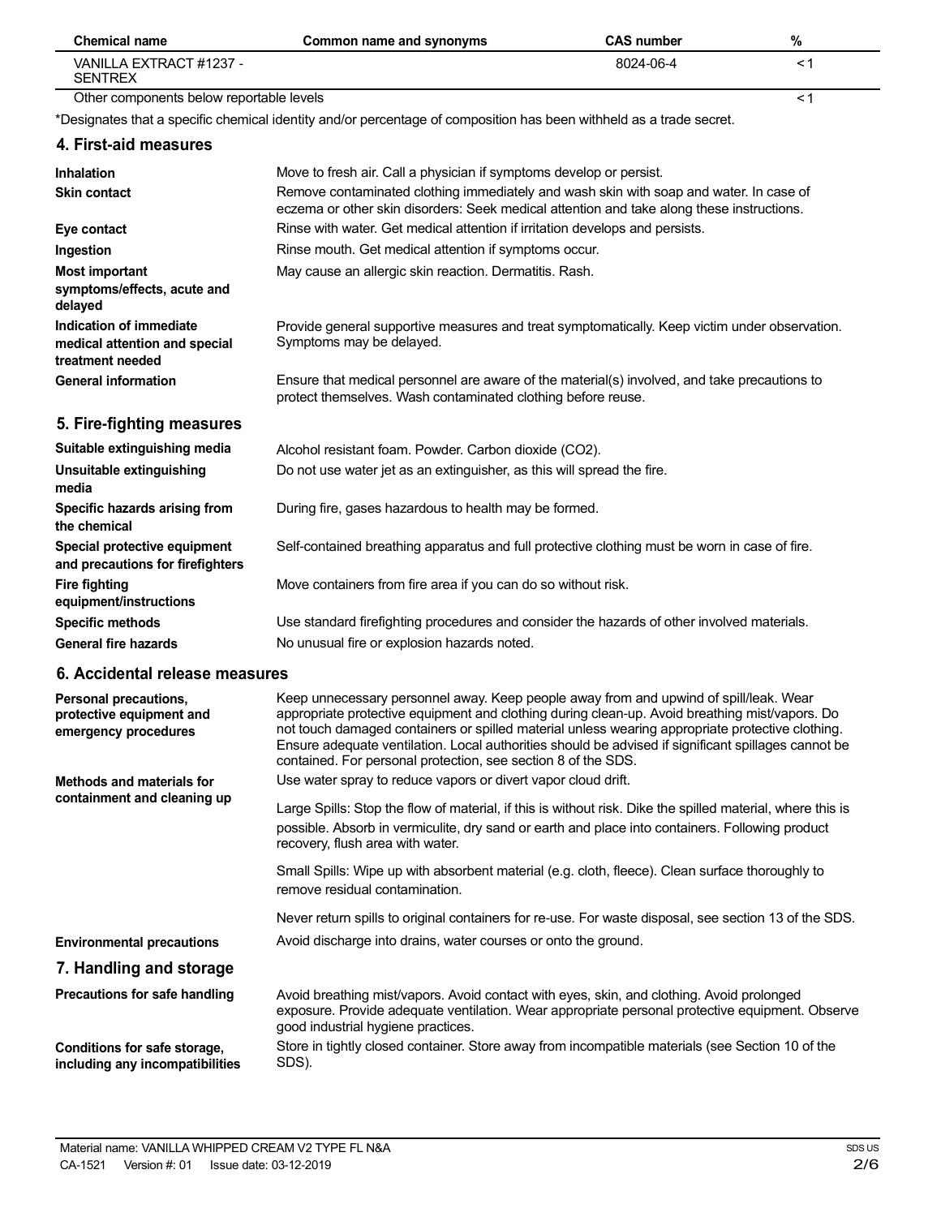| Chemical name | Common name and synonyms | CAS number | % |
|---|---|---|---|
| VANILLA EXTRACT #1237 - SENTREX | | 8024-06-4 | < 1 |
| Other components below reportable levels | | | < 1 |

*Designates that a specific chemical identity and/or percentage of composition has been withheld as a trade secret.

## 4. First-aid measures

**Inhalation**
Move to fresh air. Call a physician if symptoms develop or persist.

**Skin contact**
Remove contaminated clothing immediately and wash skin with soap and water. In case of eczema or other skin disorders: Seek medical attention and take along these instructions.

**Eye contact**
Rinse with water. Get medical attention if irritation develops and persists.

**Ingestion**
Rinse mouth. Get medical attention if symptoms occur.

**Most important symptoms/effects, acute and delayed**
May cause an allergic skin reaction. Dermatitis. Rash.

**Indication of immediate medical attention and special treatment needed**
Provide general supportive measures and treat symptomatically. Keep victim under observation. Symptoms may be delayed.

**General information**
Ensure that medical personnel are aware of the material(s) involved, and take precautions to protect themselves. Wash contaminated clothing before reuse.

## 5. Fire-fighting measures

**Suitable extinguishing media**
Alcohol resistant foam. Powder. Carbon dioxide ($CO_2$).

**Unsuitable extinguishing media**
Do not use water jet as an extinguisher, as this will spread the fire.

**Specific hazards arising from the chemical**
During fire, gases hazardous to health may be formed.

**Special protective equipment and precautions for firefighters**
Self-contained breathing apparatus and full protective clothing must be worn in case of fire.

**Fire fighting equipment/instructions**
Move containers from fire area if you can do so without risk.

**Specific methods**
Use standard firefighting procedures and consider the hazards of other involved materials.

**General fire hazards**
No unusual fire or explosion hazards noted.

## 6. Accidental release measures

**Personal precautions, protective equipment and emergency procedures**
Keep unnecessary personnel away. Keep people away from and upwind of spill/leak. Wear appropriate protective equipment and clothing during clean-up. Avoid breathing mist/vapors. Do not touch damaged containers or spilled material unless wearing appropriate protective clothing. Ensure adequate ventilation. Local authorities should be advised if significant spillages cannot be contained. For personal protection, see section 8 of the SDS.

**Methods and materials for containment and cleaning up**
Use water spray to reduce vapors or divert vapor cloud drift.

Large Spills: Stop the flow of material, if this is without risk. Dike the spilled material, where this is possible. Absorb in vermiculite, dry sand or earth and place into containers. Following product recovery, flush area with water.

Small Spills: Wipe up with absorbent material (e.g. cloth, fleece). Clean surface thoroughly to remove residual contamination.

Never return spills to original containers for re-use. For waste disposal, see section 13 of the SDS.

**Environmental precautions**
Avoid discharge into drains, water courses or onto the ground.

## 7. Handling and storage

**Precautions for safe handling**
Avoid breathing mist/vapors. Avoid contact with eyes, skin, and clothing. Avoid prolonged exposure. Provide adequate ventilation. Wear appropriate personal protective equipment. Observe good industrial hygiene practices.

**Conditions for safe storage, including any incompatibilities**
Store in tightly closed container. Store away from incompatible materials (see Section 10 of the SDS).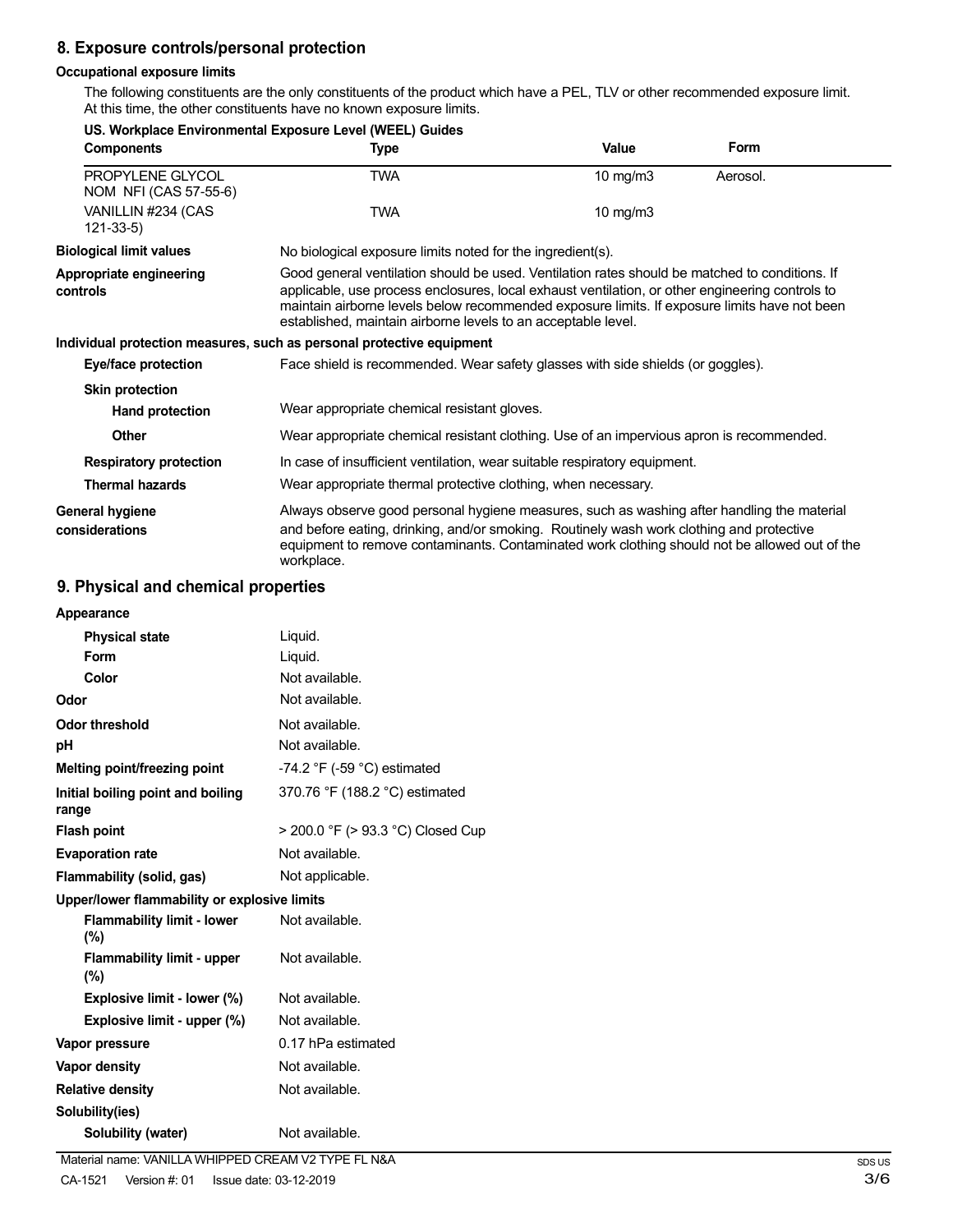## 8. Exposure controls/personal protection

### Occupational exposure limits

The following constituents are the only constituents of the product which have a PEL, TLV or other recommended exposure limit. At this time, the other constituents have no known exposure limits.

**US. Workplace Environmental Exposure Level (WEEL) Guides**

| Components | Type | Value | Form |
|---|---|---|---|
| PROPYLENE GLYCOL NOM NFI (CAS 57-55-6) | TWA | 10 mg/m3 | Aerosol. |
| VANILLIN #234 (CAS 121-33-5) | TWA | 10 mg/m3 | |

**Biological limit values** No biological exposure limits noted for the ingredient(s).

**Appropriate engineering controls** Good general ventilation should be used. Ventilation rates should be matched to conditions. If applicable, use process enclosures, local exhaust ventilation, or other engineering controls to maintain airborne levels below recommended exposure limits. If exposure limits have not been established, maintain airborne levels to an acceptable level.

**Individual protection measures, such as personal protective equipment**

**Eye/face protection** Face shield is recommended. Wear safety glasses with side shields (or goggles).

**Skin protection**

**Hand protection** Wear appropriate chemical resistant gloves.

**Other** Wear appropriate chemical resistant clothing. Use of an impervious apron is recommended.

**Respiratory protection** In case of insufficient ventilation, wear suitable respiratory equipment.

**Thermal hazards** Wear appropriate thermal protective clothing, when necessary.

**General hygiene considerations** Always observe good personal hygiene measures, such as washing after handling the material and before eating, drinking, and/or smoking. Routinely wash work clothing and protective equipment to remove contaminants. Contaminated work clothing should not be allowed out of the workplace.

## 9. Physical and chemical properties

**Appearance**

| | |
|---|---|
| **Physical state** | Liquid. |
| **Form** | Liquid. |
| **Color** | Not available. |
| **Odor** | Not available. |
| **Odor threshold** | Not available. |
| **pH** | Not available. |
| **Melting point/freezing point** | -74.2 °F (-59 °C) estimated |
| **Initial boiling point and boiling range** | 370.76 °F (188.2 °C) estimated |
| **Flash point** | > 200.0 °F (> 93.3 °C) Closed Cup |
| **Evaporation rate** | Not available. |
| **Flammability (solid, gas)** | Not applicable. |
| **Upper/lower flammability or explosive limits** | |
| **Flammability limit - lower (%)** | Not available. |
| **Flammability limit - upper (%)** | Not available. |
| **Explosive limit - lower (%)** | Not available. |
| **Explosive limit - upper (%)** | Not available. |
| **Vapor pressure** | 0.17 hPa estimated |
| **Vapor density** | Not available. |
| **Relative density** | Not available. |
| **Solubility(ies)** | |
| **Solubility (water)** | Not available. |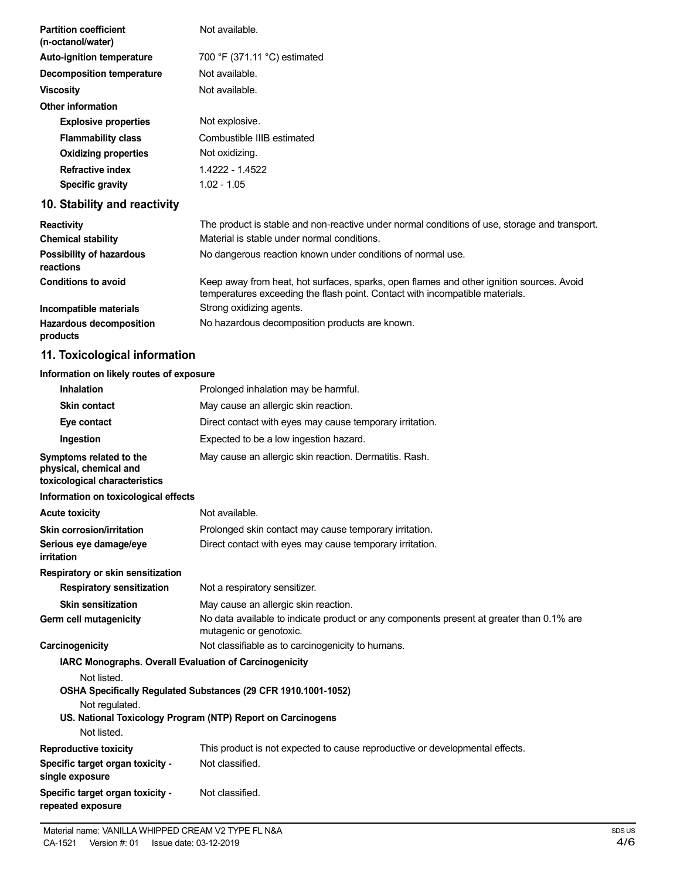| | |
|---|---|
| **Partition coefficient (n-octanol/water)** | Not available. |
| **Auto-ignition temperature** | 700 °F (371.11 °C) estimated |
| **Decomposition temperature** | Not available. |
| **Viscosity** | Not available. |

**Other information**

| | |
|---|---|
| **Explosive properties** | Not explosive. |
| **Flammability class** | Combustible IIIB estimated |
| **Oxidizing properties** | Not oxidizing. |
| **Refractive index** | 1.4222 - 1.4522 |
| **Specific gravity** | 1.02 - 1.05 |

## 10. Stability and reactivity

| | |
|---|---|
| **Reactivity** | The product is stable and non-reactive under normal conditions of use, storage and transport. |
| **Chemical stability** | Material is stable under normal conditions. |
| **Possibility of hazardous reactions** | No dangerous reaction known under conditions of normal use. |
| **Conditions to avoid** | Keep away from heat, hot surfaces, sparks, open flames and other ignition sources. Avoid temperatures exceeding the flash point. Contact with incompatible materials. |
| **Incompatible materials** | Strong oxidizing agents. |
| **Hazardous decomposition products** | No hazardous decomposition products are known. |

## 11. Toxicological information

**Information on likely routes of exposure**

| | |
|---|---|
| **Inhalation** | Prolonged inhalation may be harmful. |
| **Skin contact** | May cause an allergic skin reaction. |
| **Eye contact** | Direct contact with eyes may cause temporary irritation. |
| **Ingestion** | Expected to be a low ingestion hazard. |
| **Symptoms related to the physical, chemical and toxicological characteristics** | May cause an allergic skin reaction. Dermatitis. Rash. |

**Information on toxicological effects**

| | |
|---|---|
| **Acute toxicity** | Not available. |
| **Skin corrosion/irritation** | Prolonged skin contact may cause temporary irritation. |
| **Serious eye damage/eye irritation** | Direct contact with eyes may cause temporary irritation. |

**Respiratory or skin sensitization**

| | |
|---|---|
| **Respiratory sensitization** | Not a respiratory sensitizer. |
| **Skin sensitization** | May cause an allergic skin reaction. |
| **Germ cell mutagenicity** | No data available to indicate product or any components present at greater than 0.1% are mutagenic or genotoxic. |
| **Carcinogenicity** | Not classifiable as to carcinogenicity to humans. |

**IARC Monographs. Overall Evaluation of Carcinogenicity**

Not listed.

**OSHA Specifically Regulated Substances (29 CFR 1910.1001-1052)**

Not regulated.

**US. National Toxicology Program (NTP) Report on Carcinogens**

Not listed.

| | |
|---|---|
| **Reproductive toxicity** | This product is not expected to cause reproductive or developmental effects. |
| **Specific target organ toxicity - single exposure** | Not classified. |
| **Specific target organ toxicity - repeated exposure** | Not classified. |

Material name: VANILLA WHIPPED CREAM V2 TYPE FL N&A
CA-1521 Version #: 01 Issue date: 03-12-2019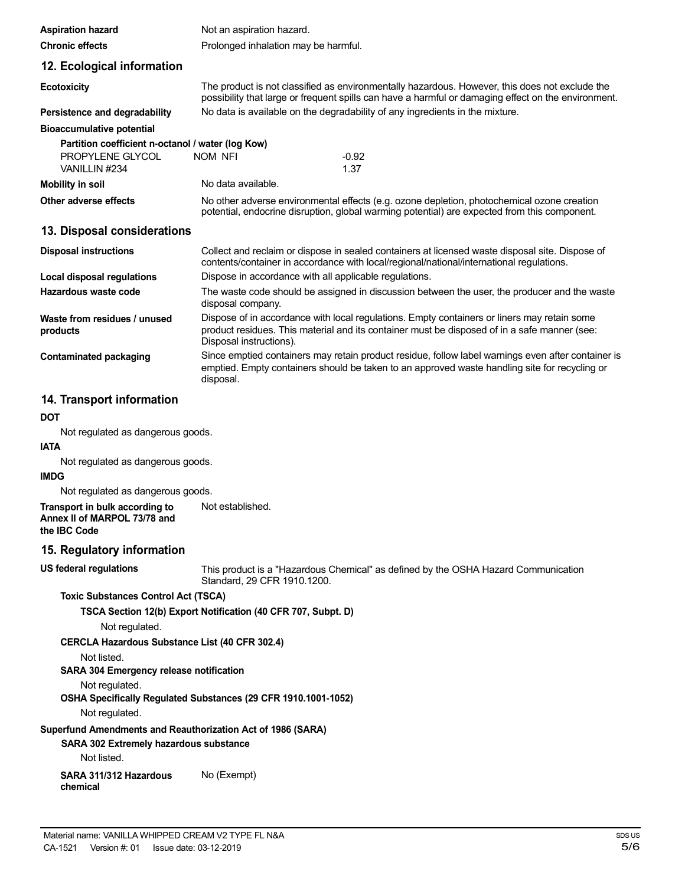| | |
|---|---|
| **Aspiration hazard** | Not an aspiration hazard. |
| **Chronic effects** | Prolonged inhalation may be harmful. |

## 12. Ecological information

| | |
|---|---|
| **Ecotoxicity** | The product is not classified as environmentally hazardous. However, this does not exclude the possibility that large or frequent spills can have a harmful or damaging effect on the environment. |
| **Persistence and degradability** | No data is available on the degradability of any ingredients in the mixture. |

**Bioaccumulative potential**

**Partition coefficient n-octanol / water (log Kow)**

| | | |
|---|---|---|
| PROPYLENE GLYCOL | NOM NFI | -0.92 |
| VANILLIN #234 | | 1.37 |

| | |
|---|---|
| **Mobility in soil** | No data available. |
| **Other adverse effects** | No other adverse environmental effects (e.g. ozone depletion, photochemical ozone creation potential, endocrine disruption, global warming potential) are expected from this component. |

## 13. Disposal considerations

| | |
|---|---|
| **Disposal instructions** | Collect and reclaim or dispose in sealed containers at licensed waste disposal site. Dispose of contents/container in accordance with local/regional/national/international regulations. |
| **Local disposal regulations** | Dispose in accordance with all applicable regulations. |
| **Hazardous waste code** | The waste code should be assigned in discussion between the user, the producer and the waste disposal company. |
| **Waste from residues / unused products** | Dispose of in accordance with local regulations. Empty containers or liners may retain some product residues. This material and its container must be disposed of in a safe manner (see: Disposal instructions). |
| **Contaminated packaging** | Since emptied containers may retain product residue, follow label warnings even after container is emptied. Empty containers should be taken to an approved waste handling site for recycling or disposal. |

## 14. Transport information

**DOT**

Not regulated as dangerous goods.

**IATA**

Not regulated as dangerous goods.

**IMDG**

Not regulated as dangerous goods.

| | |
|---|---|
| **Transport in bulk according to Annex II of MARPOL 73/78 and the IBC Code** | Not established. |

## 15. Regulatory information

| | |
|---|---|
| **US federal regulations** | This product is a "Hazardous Chemical" as defined by the OSHA Hazard Communication Standard, 29 CFR 1910.1200. |

**Toxic Substances Control Act (TSCA)**

**TSCA Section 12(b) Export Notification (40 CFR 707, Subpt. D)**

Not regulated.

**CERCLA Hazardous Substance List (40 CFR 302.4)**

Not listed.

**SARA 304 Emergency release notification**

Not regulated.

**OSHA Specifically Regulated Substances (29 CFR 1910.1001-1052)**

Not regulated.

**Superfund Amendments and Reauthorization Act of 1986 (SARA)**

**SARA 302 Extremely hazardous substance**

Not listed.

| | |
|---|---|
| **SARA 311/312 Hazardous chemical** | No (Exempt) |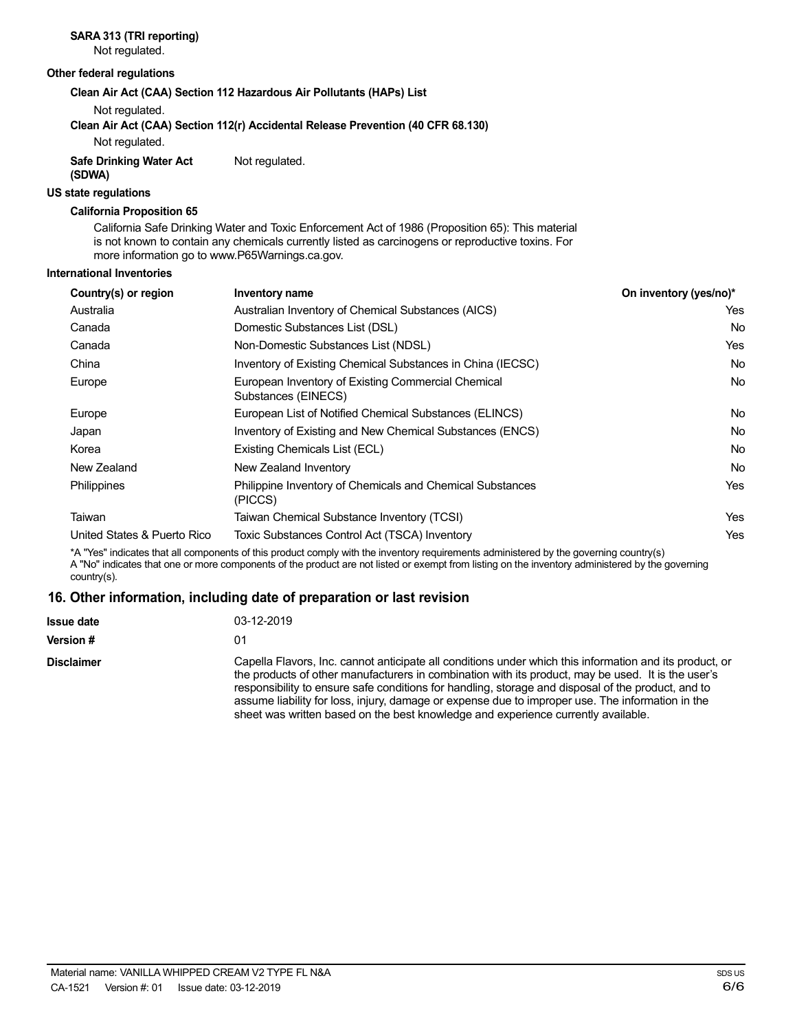**SARA 313 (TRI reporting)**

Not regulated.

**Other federal regulations**

**Clean Air Act (CAA) Section 112 Hazardous Air Pollutants (HAPs) List**

Not regulated.

**Clean Air Act (CAA) Section 112(r) Accidental Release Prevention (40 CFR 68.130)**

Not regulated.

**Safe Drinking Water Act (SDWA)** Not regulated.

**US state regulations**

**California Proposition 65**

California Safe Drinking Water and Toxic Enforcement Act of 1986 (Proposition 65): This material is not known to contain any chemicals currently listed as carcinogens or reproductive toxins. For more information go to www.P65Warnings.ca.gov.

**International Inventories**

| Country(s) or region | Inventory name | On inventory (yes/no)* |
|---|---|---|
| Australia | Australian Inventory of Chemical Substances (AICS) | Yes |
| Canada | Domestic Substances List (DSL) | No |
| Canada | Non-Domestic Substances List (NDSL) | Yes |
| China | Inventory of Existing Chemical Substances in China (IECSC) | No |
| Europe | European Inventory of Existing Commercial Chemical Substances (EINECS) | No |
| Europe | European List of Notified Chemical Substances (ELINCS) | No |
| Japan | Inventory of Existing and New Chemical Substances (ENCS) | No |
| Korea | Existing Chemicals List (ECL) | No |
| New Zealand | New Zealand Inventory | No |
| Philippines | Philippine Inventory of Chemicals and Chemical Substances (PICCS) | Yes |
| Taiwan | Taiwan Chemical Substance Inventory (TCSI) | Yes |
| United States & Puerto Rico | Toxic Substances Control Act (TSCA) Inventory | Yes |

*A "Yes" indicates that all components of this product comply with the inventory requirements administered by the governing country(s)
A "No" indicates that one or more components of the product are not listed or exempt from listing on the inventory administered by the governing country(s).

## 16. Other information, including date of preparation or last revision

**Issue date** 03-12-2019

**Version #** 01

**Disclaimer** Capella Flavors, Inc. cannot anticipate all conditions under which this information and its product, or the products of other manufacturers in combination with its product, may be used. It is the user's responsibility to ensure safe conditions for handling, storage and disposal of the product, and to assume liability for loss, injury, damage or expense due to improper use. The information in the sheet was written based on the best knowledge and experience currently available.